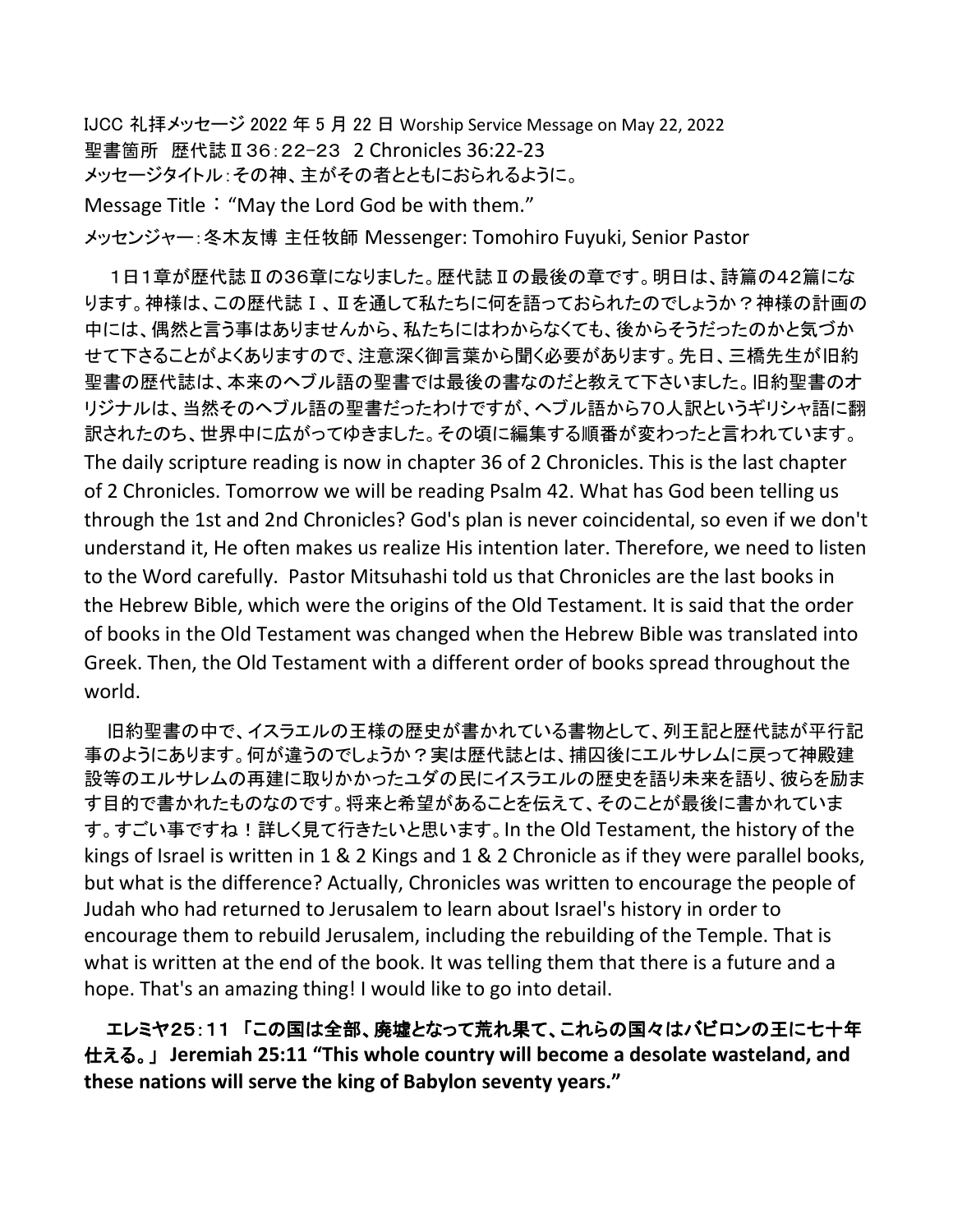IJCC 礼拝メッセージ 2022 年 5 月 22 日 Worship Service Message on May 22, 2022
聖書箇所　歴代誌Ⅱ36：22-23　2 Chronicles 36:22-23
メッセージタイトル：その神、主がその者とともにおられるように。
Message Title：“May the Lord God be with them.”
メッセンジャー：冬木友博 主任牧師 Messenger: Tomohiro Fuyuki, Senior Pastor

１日１章が歴代誌Ⅱの36章になりました。歴代誌Ⅱの最後の章です。明日は、詩篇の42篇になります。神様は、この歴代誌Ⅰ、Ⅱを通して私たちに何を語っておられたのでしょうか？神様の計画の中には、偶然と言う事はありませんから、私たちにはわからなくても、後からそうだったのかと気づかせて下さることがよくありますので、注意深く御言葉から聞く必要があります。先日、三橋先生が旧約聖書の歴代誌は、本来のヘブル語の聖書では最後の書なのだと教えて下さいました。旧約聖書のオリジナルは、当然そのヘブル語の聖書だったわけですが、ヘブル語から70人訳というギリシャ語に翻訳されたのち、世界中に広がってゆきました。その頃に編集する順番が変わったと言われています。The daily scripture reading is now in chapter 36 of 2 Chronicles. This is the last chapter of 2 Chronicles. Tomorrow we will be reading Psalm 42. What has God been telling us through the 1st and 2nd Chronicles? God's plan is never coincidental, so even if we don't understand it, He often makes us realize His intention later. Therefore, we need to listen to the Word carefully.  Pastor Mitsuhashi told us that Chronicles are the last books in the Hebrew Bible, which were the origins of the Old Testament. It is said that the order of books in the Old Testament was changed when the Hebrew Bible was translated into Greek. Then, the Old Testament with a different order of books spread throughout the world.

旧約聖書の中で、イスラエルの王様の歴史が書かれている書物として、列王記と歴代誌が平行記事のようにあります。何が違うのでしょうか？実は歴代誌とは、捕囚後にエルサレムに戻って神殿建設等のエルサレムの再建に取りかかったユダの民にイスラエルの歴史を語り未来を語り、彼らを励ます目的で書かれたものなのです。将来と希望があることを伝えて、そのことが最後に書かれています。すごい事ですね！詳しく見て行きたいと思います。In the Old Testament, the history of the kings of Israel is written in 1 & 2 Kings and 1 & 2 Chronicle as if they were parallel books, but what is the difference? Actually, Chronicles was written to encourage the people of Judah who had returned to Jerusalem to learn about Israel's history in order to encourage them to rebuild Jerusalem, including the rebuilding of the Temple. That is what is written at the end of the book. It was telling them that there is a future and a hope. That's an amazing thing! I would like to go into detail.

**エレミヤ25：11 「この国は全部、廃墟となって荒れ果て、これらの国々はバビロンの王に七十年仕える。」 Jeremiah 25:11 “This whole country will become a desolate wasteland, and these nations will serve the king of Babylon seventy years.”**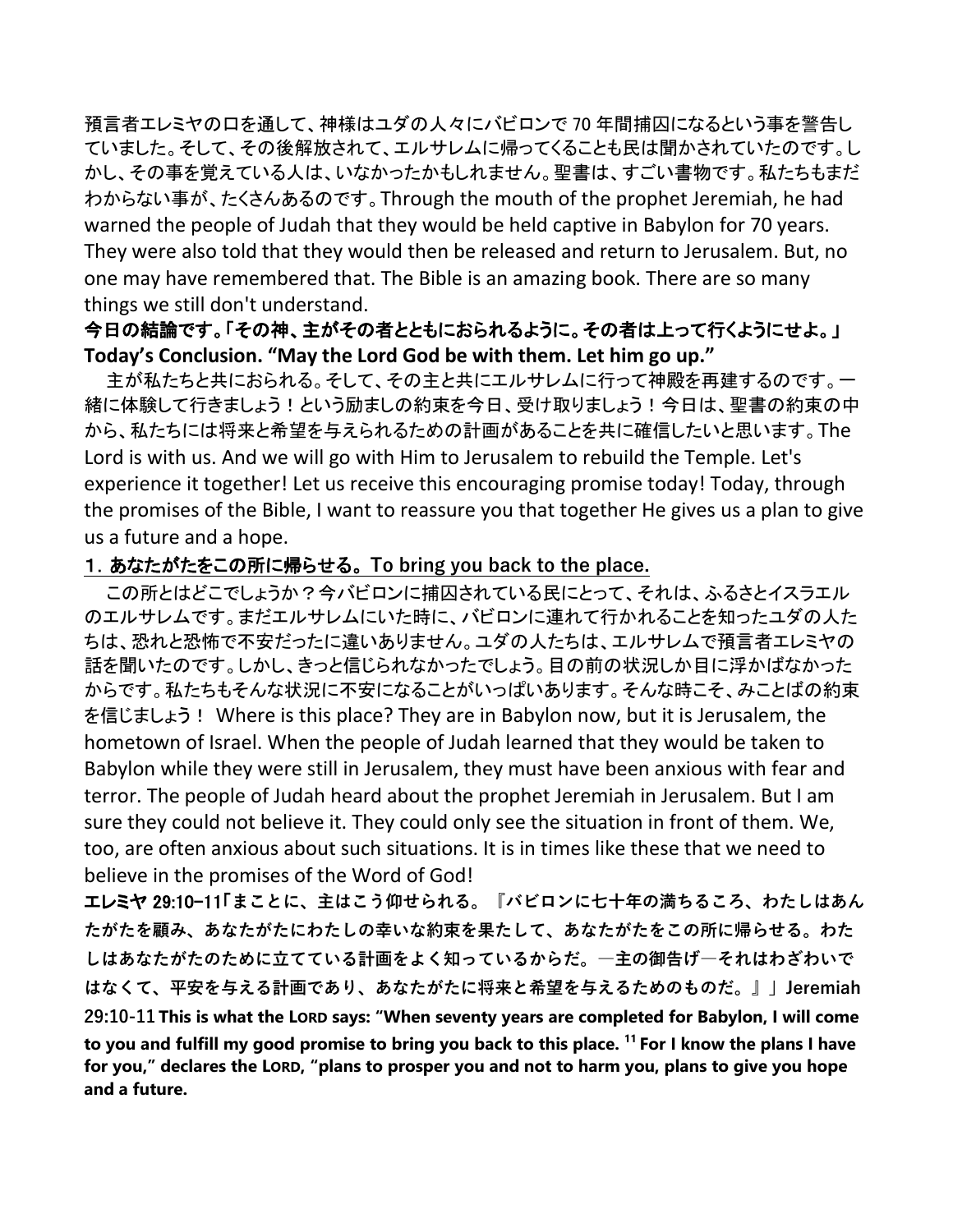預言者エレミヤの口を通して、神様はユダの人々にバビロンで 70 年間捕囚になるという事を警告していました。そして、その後解放されて、エルサレムに帰ってくることも民は聞かされていたのです。しかし、その事を覚えている人は、いなかったかもしれません。聖書は、すごい書物です。私たちもまだわからない事が、たくさんあるのです。Through the mouth of the prophet Jeremiah, he had warned the people of Judah that they would be held captive in Babylon for 70 years. They were also told that they would then be released and return to Jerusalem. But, no one may have remembered that. The Bible is an amazing book. There are so many things we still don't understand.

**今日の結論です。「その神、主がその者とともにおられるように。その者は上って行くようにせよ。」 Today's Conclusion. "May the Lord God be with them. Let him go up."**

主が私たちと共におられる。そして、その主と共にエルサレムに行って神殿を再建するのです。一緒に体験して行きましょう！という励ましの約束を今日、受け取りましょう！今日は、聖書の約束の中から、私たちには将来と希望を与えられるための計画があることを共に確信したいと思います。The Lord is with us. And we will go with Him to Jerusalem to rebuild the Temple. Let's experience it together! Let us receive this encouraging promise today! Today, through the promises of the Bible, I want to reassure you that together He gives us a plan to give us a future and a hope.

## 1. あなたがたをこの所に帰らせる。To bring you back to the place.

この所とはどこでしょうか？今バビロンに捕囚されている民にとって、それは、ふるさとイスラエルのエルサレムです。まだエルサレムにいた時に、バビロンに連れて行かれることを知ったユダの人たちは、恐れと恐怖で不安だったに違いありません。ユダの人たちは、エルサレムで預言者エレミヤの話を聞いたのです。しかし、きっと信じられなかったでしょう。目の前の状況しか目に浮かばなかったからです。私たちもそんな状況に不安になることがいっぱいあります。そんな時こそ、みことばの約束を信じましょう！ Where is this place? They are in Babylon now, but it is Jerusalem, the hometown of Israel. When the people of Judah learned that they would be taken to Babylon while they were still in Jerusalem, they must have been anxious with fear and terror. The people of Judah heard about the prophet Jeremiah in Jerusalem. But I am sure they could not believe it. They could only see the situation in front of them. We, too, are often anxious about such situations. It is in times like these that we need to believe in the promises of the Word of God!

**エレミヤ 29:10-11「まことに、主はこう仰せられる。『バビロンに七十年の満ちるころ、わたしはあんたがたを顧み、あなたがたにわたしの幸いな約束を果たして、あなたがたをこの所に帰らせる。わたしはあなたがたのために立てている計画をよく知っているからだ。―主の御告げ―それはわざわいではなくて、平安を与える計画であり、あなたがたに将来と希望を与えるためのものだ。』」Jeremiah 29:10-11 This is what the LORD says: "When seventy years are completed for Babylon, I will come to you and fulfill my good promise to bring you back to this place. [11] For I know the plans I have for you," declares the LORD, "plans to prosper you and not to harm you, plans to give you hope and a future.**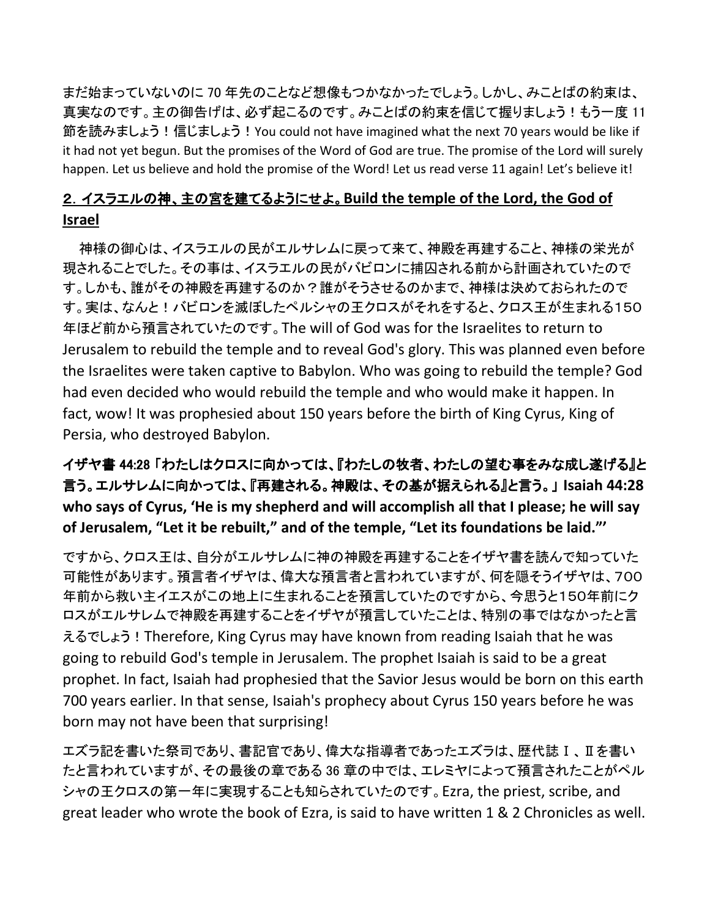まだ始まっていないのに 70 年先のことなど想像もつかなかったでしょう。しかし、みことばの約束は、真実なのです。主の御告げは、必ず起こるのです。みことばの約束を信じて握りましょう！もう一度 11 節を読みましょう！信じましょう！You could not have imagined what the next 70 years would be like if it had not yet begun. But the promises of the Word of God are true. The promise of the Lord will surely happen. Let us believe and hold the promise of the Word! Let us read verse 11 again! Let's believe it!

## **2. イスラエルの神、主の宮を建てるようにせよ。Build the temple of the Lord, the God of Israel**

神様の御心は、イスラエルの民がエルサレムに戻って来て、神殿を再建すること、神様の栄光が現されることでした。その事は、イスラエルの民がバビロンに捕囚される前から計画されていたのです。しかも、誰がその神殿を再建するのか？誰がそうさせるのかまで、神様は決めておられたのです。実は、なんと！バビロンを滅ぼしたペルシャの王クロスがそれをすると、クロス王が生まれる150年ほど前から預言されていたのです。The will of God was for the Israelites to return to Jerusalem to rebuild the temple and to reveal God's glory. This was planned even before the Israelites were taken captive to Babylon. Who was going to rebuild the temple? God had even decided who would rebuild the temple and who would make it happen. In fact, wow! It was prophesied about 150 years before the birth of King Cyrus, King of Persia, who destroyed Babylon.

**イザヤ書 44:28「わたしはクロスに向かっては、『わたしの牧者、わたしの望む事をみな成し遂げる』と言う。エルサレムに向かっては、『再建される。神殿は、その基が据えられる』と言う。」Isaiah 44:28 who says of Cyrus, 'He is my shepherd and will accomplish all that I please; he will say of Jerusalem, "Let it be rebuilt," and of the temple, "Let its foundations be laid."'**

ですから、クロス王は、自分がエルサレムに神の神殿を再建することをイザヤ書を読んで知っていた可能性があります。預言者イザヤは、偉大な預言者と言われていますが、何を隠そうイザヤは、700年前から救い主イエスがこの地上に生まれることを預言していたのですから、今思うと150年前にクロスがエルサレムで神殿を再建することをイザヤが預言していたことは、特別の事ではなかったと言えるでしょう！Therefore, King Cyrus may have known from reading Isaiah that he was going to rebuild God's temple in Jerusalem. The prophet Isaiah is said to be a great prophet. In fact, Isaiah had prophesied that the Savior Jesus would be born on this earth 700 years earlier. In that sense, Isaiah's prophecy about Cyrus 150 years before he was born may not have been that surprising!

エズラ記を書いた祭司であり、書記官であり、偉大な指導者であったエズラは、歴代誌Ⅰ、Ⅱを書いたと言われていますが、その最後の章である 36 章の中では、エレミヤによって預言されたことがペルシャの王クロスの第一年に実現することも知らされていたのです。Ezra, the priest, scribe, and great leader who wrote the book of Ezra, is said to have written 1 & 2 Chronicles as well.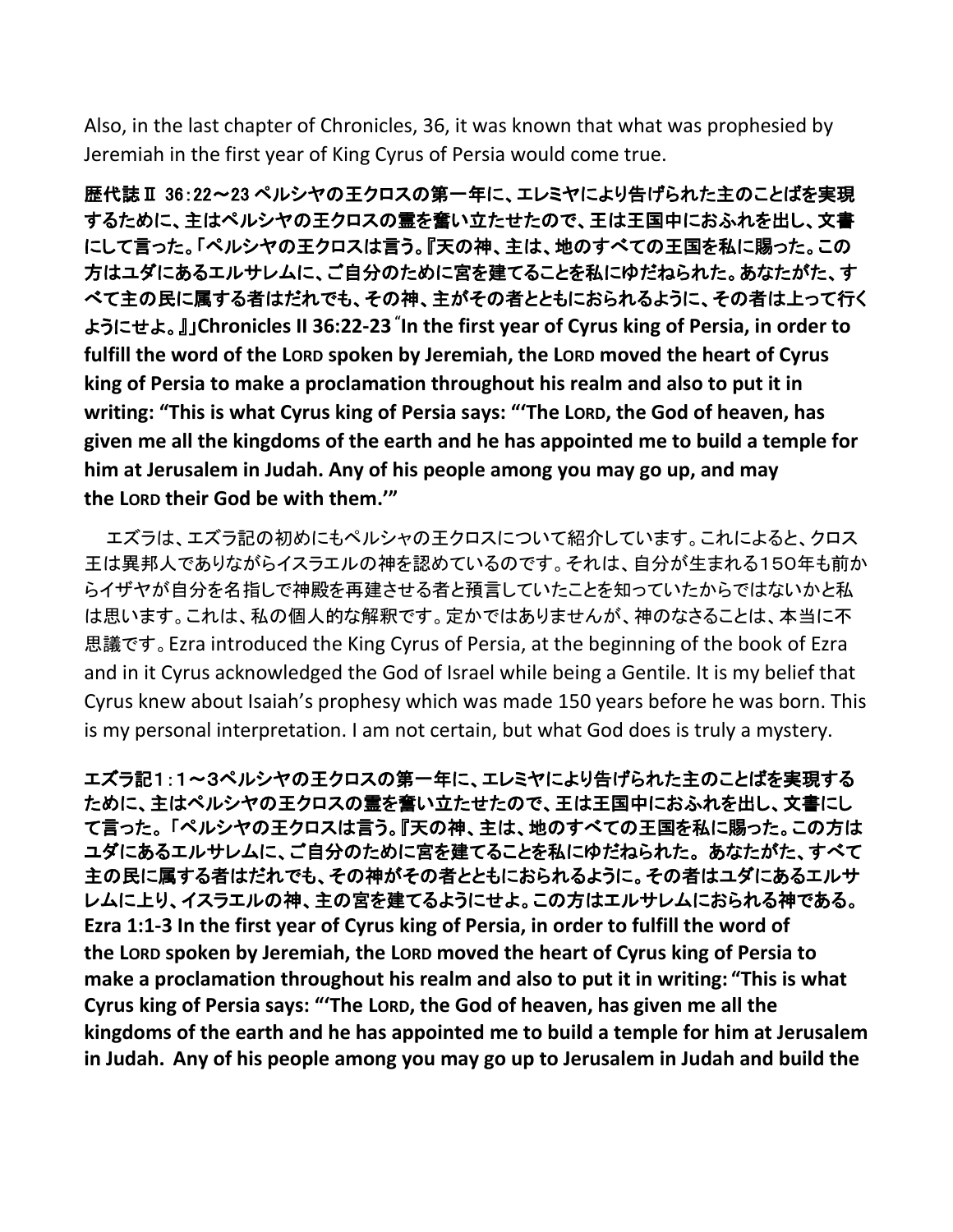Also, in the last chapter of Chronicles, 36, it was known that what was prophesied by Jeremiah in the first year of King Cyrus of Persia would come true.

**歴代誌Ⅱ 36:22～23 ペルシヤの王クロスの第一年に、エレミヤにより告げられた主のことばを実現するために、主はペルシヤの王クロスの霊を奮い立たせたので、王は王国中におふれを出し、文書にして言った。「ペルシヤの王クロスは言う。『天の神、主は、地のすべての王国を私に賜った。この方はユダにあるエルサレムに、ご自分のために宮を建てることを私にゆだねられた。あなたがた、すべて主の民に属する者はだれでも、その神、主がその者とともにおられるように、その者は上って行くようにせよ。』」Chronicles II 36:22-23 "In the first year of Cyrus king of Persia, in order to fulfill the word of the LORD spoken by Jeremiah, the LORD moved the heart of Cyrus king of Persia to make a proclamation throughout his realm and also to put it in writing: "This is what Cyrus king of Persia says: "'The LORD, the God of heaven, has given me all the kingdoms of the earth and he has appointed me to build a temple for him at Jerusalem in Judah. Any of his people among you may go up, and may the LORD their God be with them.'"**

エズラは、エズラ記の初めにもペルシャの王クロスについて紹介しています。これによると、クロス王は異邦人でありながらイスラエルの神を認めているのです。それは、自分が生まれる150年も前からイザヤが自分を名指しで神殿を再建させる者と預言していたことを知っていたからではないかと私は思います。これは、私の個人的な解釈です。定かではありませんが、神のなさることは、本当に不思議です。Ezra introduced the King Cyrus of Persia, at the beginning of the book of Ezra and in it Cyrus acknowledged the God of Israel while being a Gentile. It is my belief that Cyrus knew about Isaiah's prophesy which was made 150 years before he was born. This is my personal interpretation. I am not certain, but what God does is truly a mystery.

**エズラ記1:1～3ペルシヤの王クロスの第一年に、エレミヤにより告げられた主のことばを実現するために、主はペルシヤの王クロスの霊を奮い立たせたので、王は王国中におふれを出し、文書にして言った。「ペルシヤの王クロスは言う。『天の神、主は、地のすべての王国を私に賜った。この方はユダにあるエルサレムに、ご自分のために宮を建てることを私にゆだねられた。あなたがた、すべて主の民に属する者はだれでも、その神がその者とともにおられるように。その者はユダにあるエルサレムに上り、イスラエルの神、主の宮を建てるようにせよ。この方はエルサレムにおられる神である。Ezra 1:1-3 In the first year of Cyrus king of Persia, in order to fulfill the word of the LORD spoken by Jeremiah, the LORD moved the heart of Cyrus king of Persia to make a proclamation throughout his realm and also to put it in writing: "This is what Cyrus king of Persia says: "'The LORD, the God of heaven, has given me all the kingdoms of the earth and he has appointed me to build a temple for him at Jerusalem in Judah. Any of his people among you may go up to Jerusalem in Judah and build the**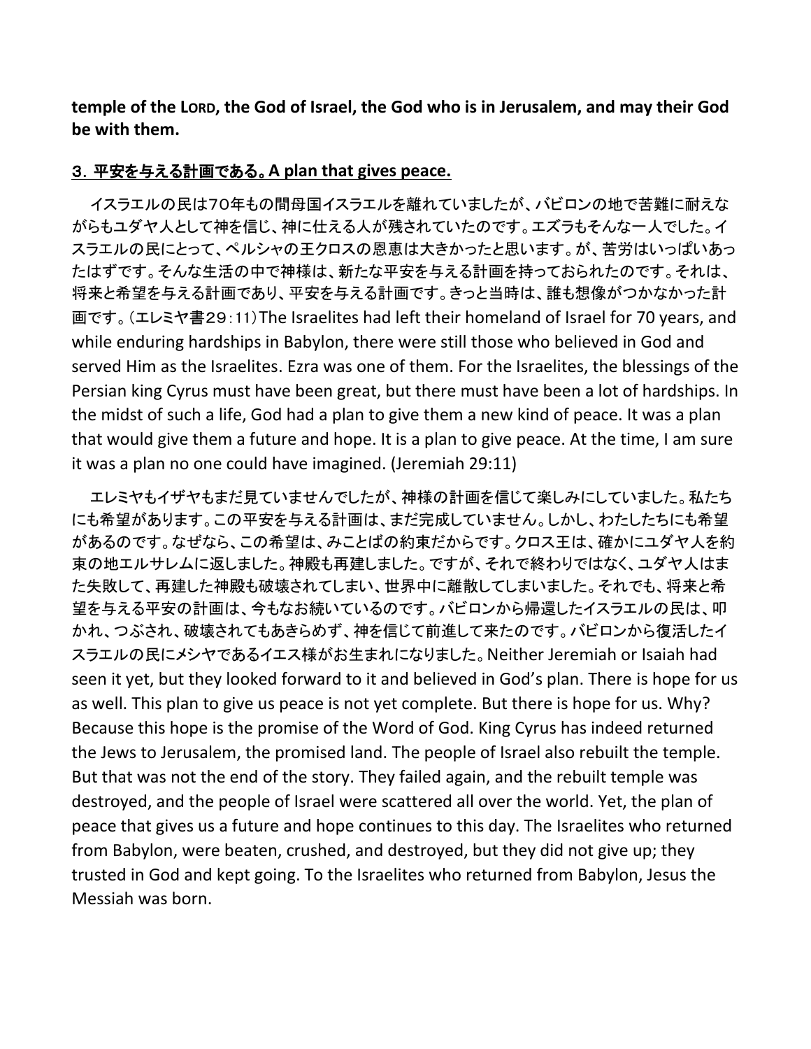**temple of the LORD, the God of Israel, the God who is in Jerusalem, and may their God be with them.**

### ３．平安を与える計画である。A plan that gives peace.

イスラエルの民は70年もの間母国イスラエルを離れていましたが、バビロンの地で苦難に耐えながらもユダヤ人として神を信じ、神に仕える人が残されていたのです。エズラもそんな一人でした。イスラエルの民にとって、ペルシャの王クロスの恩恵は大きかったと思います。が、苦労はいっぱいあったはずです。そんな生活の中で神様は、新たな平安を与える計画を持っておられたのです。それは、将来と希望を与える計画であり、平安を与える計画です。きっと当時は、誰も想像がつかなかった計画です。（エレミヤ書２９：11）The Israelites had left their homeland of Israel for 70 years, and while enduring hardships in Babylon, there were still those who believed in God and served Him as the Israelites. Ezra was one of them. For the Israelites, the blessings of the Persian king Cyrus must have been great, but there must have been a lot of hardships. In the midst of such a life, God had a plan to give them a new kind of peace. It was a plan that would give them a future and hope. It is a plan to give peace. At the time, I am sure it was a plan no one could have imagined. (Jeremiah 29:11)

エレミヤもイザヤもまだ見ていませんでしたが、神様の計画を信じて楽しみにしていました。私たちにも希望があります。この平安を与える計画は、まだ完成していません。しかし、わたしたちにも希望があるのです。なぜなら、この希望は、みことばの約束だからです。クロス王は、確かにユダヤ人を約束の地エルサレムに返しました。神殿も再建しました。ですが、それで終わりではなく、ユダヤ人はまた失敗して、再建した神殿も破壊されてしまい、世界中に離散してしまいました。それでも、将来と希望を与える平安の計画は、今もなお続いているのです。バビロンから帰還したイスラエルの民は、叩かれ、つぶされ、破壊されてもあきらめず、神を信じて前進して来たのです。バビロンから復活したイスラエルの民にメシヤであるイエス様がお生まれになりました。Neither Jeremiah or Isaiah had seen it yet, but they looked forward to it and believed in God's plan. There is hope for us as well. This plan to give us peace is not yet complete. But there is hope for us. Why? Because this hope is the promise of the Word of God. King Cyrus has indeed returned the Jews to Jerusalem, the promised land. The people of Israel also rebuilt the temple. But that was not the end of the story. They failed again, and the rebuilt temple was destroyed, and the people of Israel were scattered all over the world. Yet, the plan of peace that gives us a future and hope continues to this day. The Israelites who returned from Babylon, were beaten, crushed, and destroyed, but they did not give up; they trusted in God and kept going. To the Israelites who returned from Babylon, Jesus the Messiah was born.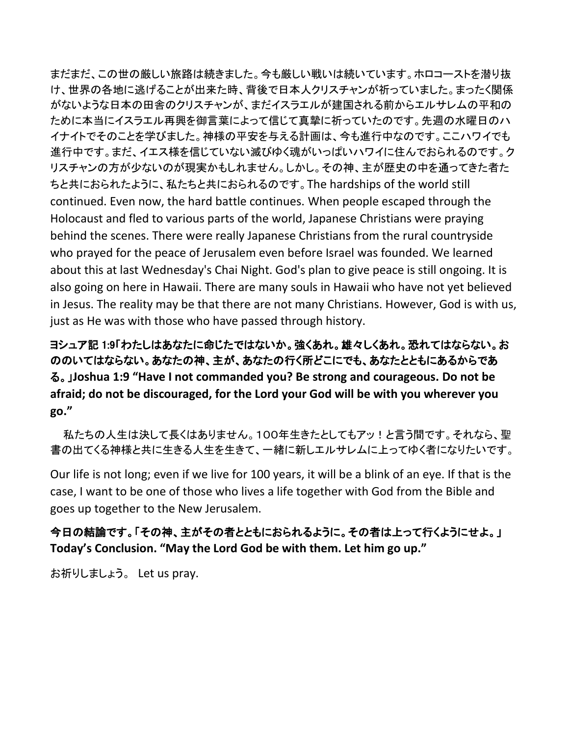まだまだ、この世の厳しい旅路は続きました。今も厳しい戦いは続いています。ホロコーストを潜り抜け、世界の各地に逃げることが出来た時、背後で日本人クリスチャンが祈っていました。まったく関係がないような日本の田舎のクリスチャンが、まだイスラエルが建国される前からエルサレムの平和のために本当にイスラエル再興を御言葉によって信じて真摯に祈っていたのです。先週の水曜日のハイナイトでそのことを学びました。神様の平安を与える計画は、今も進行中なのです。ここハワイでも進行中です。まだ、イエス様を信じていない滅びゆく魂がいっぱいハワイに住んでおられるのです。クリスチャンの方が少ないのが現実かもしれません。しかし。その神、主が歴史の中を通ってきた者たちと共におられたように、私たちと共におられるのです。The hardships of the world still continued. Even now, the hard battle continues. When people escaped through the Holocaust and fled to various parts of the world, Japanese Christians were praying behind the scenes. There were really Japanese Christians from the rural countryside who prayed for the peace of Jerusalem even before Israel was founded. We learned about this at last Wednesday's Chai Night. God's plan to give peace is still ongoing. It is also going on here in Hawaii. There are many souls in Hawaii who have not yet believed in Jesus. The reality may be that there are not many Christians. However, God is with us, just as He was with those who have passed through history.

**ヨシュア記 1:9「わたしはあなたに命じたではないか。強くあれ。雄々しくあれ。恐れてはならない。おののいてはならない。あなたの神、主が、あなたの行く所どこにでも、あなたとともにあるからである。」Joshua 1:9 "Have I not commanded you? Be strong and courageous. Do not be afraid; do not be discouraged, for the Lord your God will be with you wherever you go."**

　私たちの人生は決して長くはありません。１００年生きたとしてもアッ！と言う間です。それなら、聖書の出てくる神様と共に生きる人生を生きて、一緒に新しエルサレムに上ってゆく者になりたいです。

Our life is not long; even if we live for 100 years, it will be a blink of an eye. If that is the case, I want to be one of those who lives a life together with God from the Bible and goes up together to the New Jerusalem.

**今日の結論です。「その神、主がその者とともにおられるように。その者は上って行くようにせよ。」Today's Conclusion. "May the Lord God be with them. Let him go up."**

お祈りしましょう。 Let us pray.